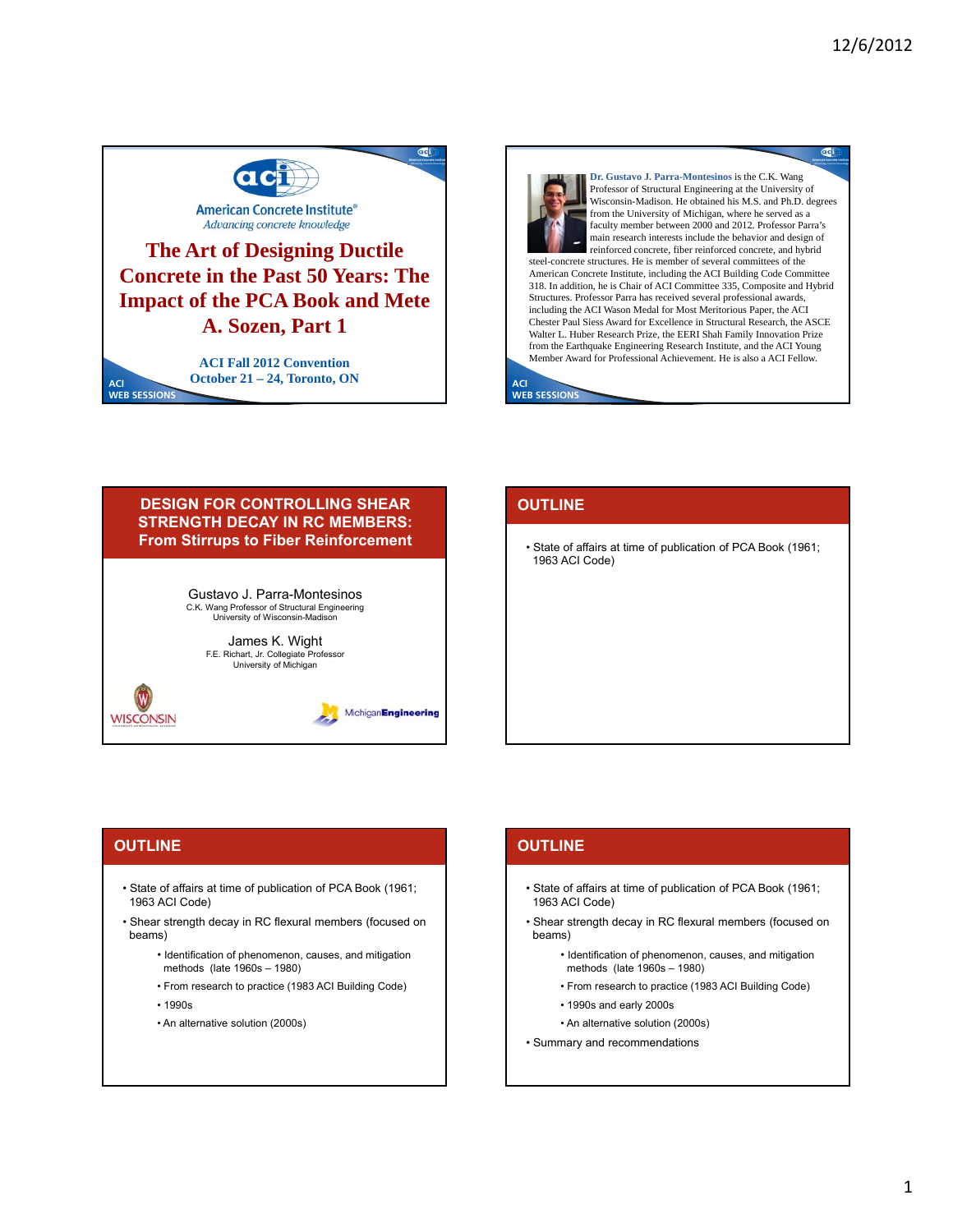# The Art of Designing Ductile Concrete in the Past 50 Years: The Impact of the PCA Book and Mete A. Sozen, Part 1

American Concrete Institute®
*Advancing concrete knowledge*

**ACI Fall 2012 Convention**
**October 21 – 24, Toronto, ON**

ACI WEB SESSIONS

---

**Dr. Gustavo J. Parra-Montesinos** is the C.K. Wang Professor of Structural Engineering at the University of Wisconsin-Madison. He obtained his M.S. and Ph.D. degrees from the University of Michigan, where he served as a faculty member between 2000 and 2012. Professor Parra's main research interests include the behavior and design of reinforced concrete, fiber reinforced concrete, and hybrid steel-concrete structures. He is member of several committees of the American Concrete Institute, including the ACI Building Code Committee 318. In addition, he is Chair of ACI Committee 335, Composite and Hybrid Structures. Professor Parra has received several professional awards, including the ACI Wason Medal for Most Meritorious Paper, the ACI Chester Paul Siess Award for Excellence in Structural Research, the ASCE Walter L. Huber Research Prize, the EERI Shah Family Innovation Prize from the Earthquake Engineering Research Institute, and the ACI Young Member Award for Professional Achievement. He is also a ACI Fellow.

ACI WEB SESSIONS

---

## DESIGN FOR CONTROLLING SHEAR STRENGTH DECAY IN RC MEMBERS: From Stirrups to Fiber Reinforcement

Gustavo J. Parra-Montesinos
C.K. Wang Professor of Structural Engineering
University of Wisconsin-Madison

James K. Wight
F.E. Richart, Jr. Collegiate Professor
University of Michigan

WISCONSIN

MichiganEngineering

---

## OUTLINE

- State of affairs at time of publication of PCA Book (1961; 1963 ACI Code)

---

## OUTLINE

- State of affairs at time of publication of PCA Book (1961; 1963 ACI Code)
- Shear strength decay in RC flexural members (focused on beams)
  - Identification of phenomenon, causes, and mitigation methods (late 1960s – 1980)
  - From research to practice (1983 ACI Building Code)
  - 1990s
  - An alternative solution (2000s)

---

## OUTLINE

- State of affairs at time of publication of PCA Book (1961; 1963 ACI Code)
- Shear strength decay in RC flexural members (focused on beams)
  - Identification of phenomenon, causes, and mitigation methods (late 1960s – 1980)
  - From research to practice (1983 ACI Building Code)
  - 1990s and early 2000s
  - An alternative solution (2000s)
- Summary and recommendations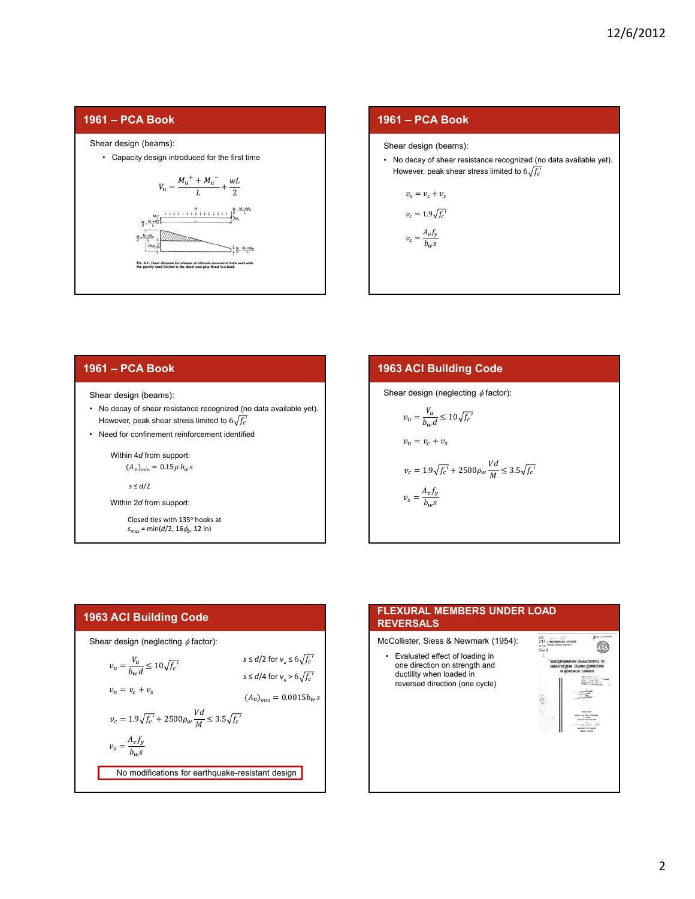## 1961 – PCA Book

Shear design (beams):

- Capacity design introduced for the first time

$$V_u = \frac{M_u^+ + M_u^-}{L} + \frac{wL}{2}$$

Fig. 6-1. Shear diagram for a beam at ultimate moment at both ends with the gravity load limited to the dead load plus fixed live load.

## 1961 – PCA Book

Shear design (beams):

- No decay of shear resistance recognized (no data available yet). However, peak shear stress limited to $6\sqrt{f_c'}$

$$v_n = v_c + v_s$$

$$v_c = 1.9\sqrt{f_c'}$$

$$v_s = \frac{A_v f_y}{b_w s}$$

## 1961 – PCA Book

Shear design (beams):

- No decay of shear resistance recognized (no data available yet). However, peak shear stress limited to $6\sqrt{f_c'}$
- Need for confinement reinforcement identified

Within 4*d* from support:

$$(A_v)_{min} = 0.15\rho\, b_w s$$

$$s \le d/2$$

Within 2*d* from support:

Closed ties with 135° hooks at $s_{max}$ = min($d$/2, 16$\phi_b$, 12 in)

## 1963 ACI Building Code

Shear design (neglecting $\phi$ factor):

$$v_u = \frac{V_u}{b_w d} \le 10\sqrt{f_c'}$$

$$v_n = v_c + v_s$$

$$v_c = 1.9\sqrt{f_c'} + 2500\rho_w \frac{Vd}{M} \le 3.5\sqrt{f_c'}$$

$$v_s = \frac{A_v f_y}{b_w s}$$

## 1963 ACI Building Code

Shear design (neglecting $\phi$ factor):

$$v_u = \frac{V_u}{b_w d} \le 10\sqrt{f_c'}$$

$$v_n = v_c + v_s$$

$$v_c = 1.9\sqrt{f_c'} + 2500\rho_w \frac{Vd}{M} \le 3.5\sqrt{f_c'}$$

$$v_s = \frac{A_v f_y}{b_w s}$$

$s \le d/2$ for $v_u \le 6\sqrt{f_c'}$

$s \le d/4$ for $v_u > 6\sqrt{f_c'}$

$$(A_v)_{min} = 0.0015 b_w s$$

No modifications for earthquake-resistant design

## FLEXURAL MEMBERS UNDER LOAD REVERSALS

McCollister, Siess & Newmark (1954):

- Evaluated effect of loading in one direction on strength and ductility when loaded in reversed direction (one cycle)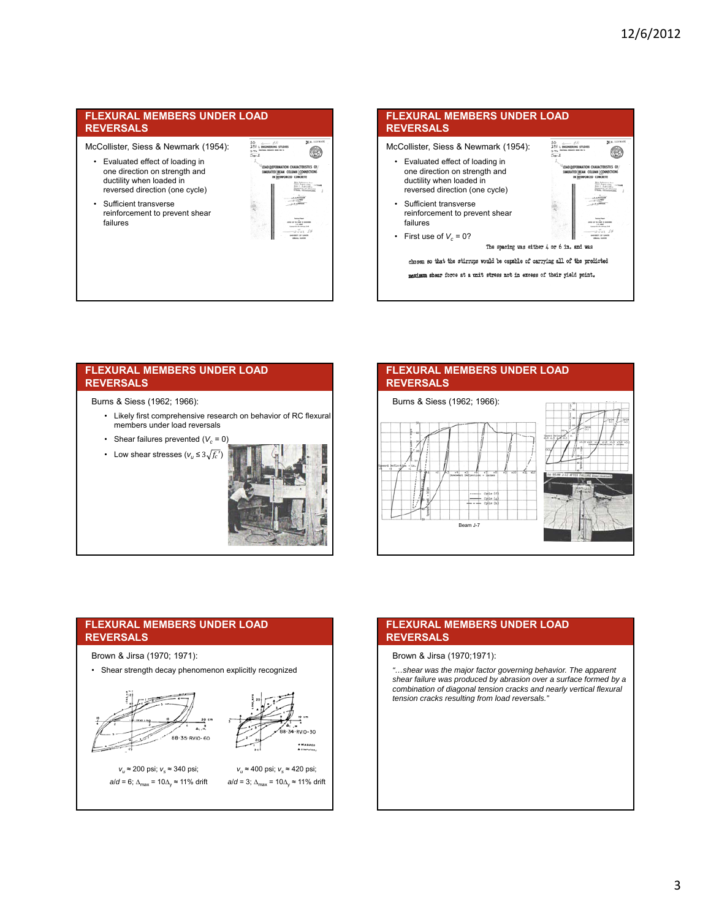## FLEXURAL MEMBERS UNDER LOAD REVERSALS

McCollister, Siess & Newmark (1954):

- Evaluated effect of loading in one direction on strength and ductility when loaded in reversed direction (one cycle)
- Sufficient transverse reinforcement to prevent shear failures

## FLEXURAL MEMBERS UNDER LOAD REVERSALS

McCollister, Siess & Newmark (1954):

- Evaluated effect of loading in one direction on strength and ductility when loaded in reversed direction (one cycle)
- Sufficient transverse reinforcement to prevent shear failures
- First use of $V_c = 0$?

The spacing was either 4 or 6 in. and was chosen so that the stirrups would be capable of carrying all of the predicted maximum shear force at a unit stress not in excess of their yield point.

## FLEXURAL MEMBERS UNDER LOAD REVERSALS

Burns & Siess (1962; 1966):

- Likely first comprehensive research on behavior of RC flexural members under load reversals
- Shear failures prevented ($V_c = 0$)
- Low shear stresses ($v_u \leq 3\sqrt{f_c'}$)

## FLEXURAL MEMBERS UNDER LOAD REVERSALS

Burns & Siess (1962; 1966):

Beam J-7

## FLEXURAL MEMBERS UNDER LOAD REVERSALS

Brown & Jirsa (1970; 1971):

- Shear strength decay phenomenon explicitly recognized

$v_u \approx 200$ psi; $v_s \approx 340$ psi; $a/d = 6$; $\Delta_{max} = 10\Delta_y \approx 11\%$ drift

$v_u \approx 400$ psi; $v_s \approx 420$ psi; $a/d = 3$; $\Delta_{max} = 10\Delta_y \approx 11\%$ drift

## FLEXURAL MEMBERS UNDER LOAD REVERSALS

Brown & Jirsa (1970;1971):

*"…shear was the major factor governing behavior. The apparent shear failure was produced by abrasion over a surface formed by a combination of diagonal tension cracks and nearly vertical flexural tension cracks resulting from load reversals."*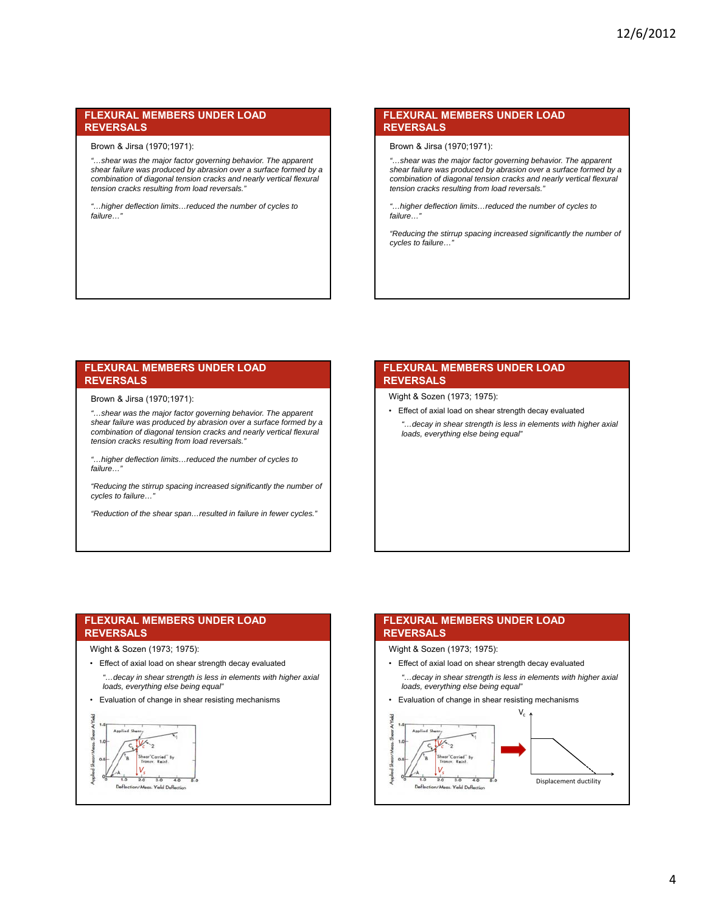## FLEXURAL MEMBERS UNDER LOAD REVERSALS

Brown & Jirsa (1970;1971):

*"…shear was the major factor governing behavior. The apparent shear failure was produced by abrasion over a surface formed by a combination of diagonal tension cracks and nearly vertical flexural tension cracks resulting from load reversals."*

*"…higher deflection limits…reduced the number of cycles to failure…"*

## FLEXURAL MEMBERS UNDER LOAD REVERSALS

Brown & Jirsa (1970;1971):

*"…shear was the major factor governing behavior. The apparent shear failure was produced by abrasion over a surface formed by a combination of diagonal tension cracks and nearly vertical flexural tension cracks resulting from load reversals."*

*"…higher deflection limits…reduced the number of cycles to failure…"*

*"Reducing the stirrup spacing increased significantly the number of cycles to failure…"*

## FLEXURAL MEMBERS UNDER LOAD REVERSALS

Brown & Jirsa (1970;1971):

*"…shear was the major factor governing behavior. The apparent shear failure was produced by abrasion over a surface formed by a combination of diagonal tension cracks and nearly vertical flexural tension cracks resulting from load reversals."*

*"…higher deflection limits…reduced the number of cycles to failure…"*

*"Reducing the stirrup spacing increased significantly the number of cycles to failure…"*

*"Reduction of the shear span…resulted in failure in fewer cycles."*

## FLEXURAL MEMBERS UNDER LOAD REVERSALS

Wight & Sozen (1973; 1975):

- Effect of axial load on shear strength decay evaluated

  *"…decay in shear strength is less in elements with higher axial loads, everything else being equal"*

## FLEXURAL MEMBERS UNDER LOAD REVERSALS

Wight & Sozen (1973; 1975):

- Effect of axial load on shear strength decay evaluated

  *"…decay in shear strength is less in elements with higher axial loads, everything else being equal"*

- Evaluation of change in shear resisting mechanisms

## FLEXURAL MEMBERS UNDER LOAD REVERSALS

Wight & Sozen (1973; 1975):

- Effect of axial load on shear strength decay evaluated

  *"…decay in shear strength is less in elements with higher axial loads, everything else being equal"*

- Evaluation of change in shear resisting mechanisms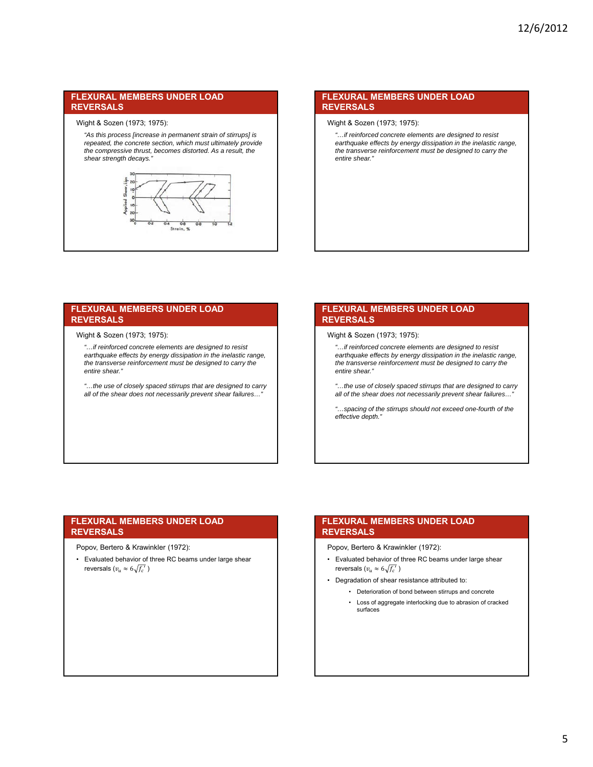## FLEXURAL MEMBERS UNDER LOAD REVERSALS

Wight & Sozen (1973; 1975):

*"As this process [increase in permanent strain of stirrups] is repeated, the concrete section, which must ultimately provide the compressive thrust, becomes distorted. As a result, the shear strength decays."*

## FLEXURAL MEMBERS UNDER LOAD REVERSALS

Wight & Sozen (1973; 1975):

*"…if reinforced concrete elements are designed to resist earthquake effects by energy dissipation in the inelastic range, the transverse reinforcement must be designed to carry the entire shear."*

## FLEXURAL MEMBERS UNDER LOAD REVERSALS

Wight & Sozen (1973; 1975):

*"…if reinforced concrete elements are designed to resist earthquake effects by energy dissipation in the inelastic range, the transverse reinforcement must be designed to carry the entire shear."*

*"…the use of closely spaced stirrups that are designed to carry all of the shear does not necessarily prevent shear failures…"*

## FLEXURAL MEMBERS UNDER LOAD REVERSALS

Wight & Sozen (1973; 1975):

*"…if reinforced concrete elements are designed to resist earthquake effects by energy dissipation in the inelastic range, the transverse reinforcement must be designed to carry the entire shear."*

*"…the use of closely spaced stirrups that are designed to carry all of the shear does not necessarily prevent shear failures…"*

*"…spacing of the stirrups should not exceed one-fourth of the effective depth."*

## FLEXURAL MEMBERS UNDER LOAD REVERSALS

Popov, Bertero & Krawinkler (1972):

- Evaluated behavior of three RC beams under large shear reversals ($v_u \approx 6\sqrt{f_c'}$ )

## FLEXURAL MEMBERS UNDER LOAD REVERSALS

Popov, Bertero & Krawinkler (1972):

- Evaluated behavior of three RC beams under large shear reversals ($v_u \approx 6\sqrt{f_c'}$ )
- Degradation of shear resistance attributed to:
  - Deterioration of bond between stirrups and concrete
  - Loss of aggregate interlocking due to abrasion of cracked surfaces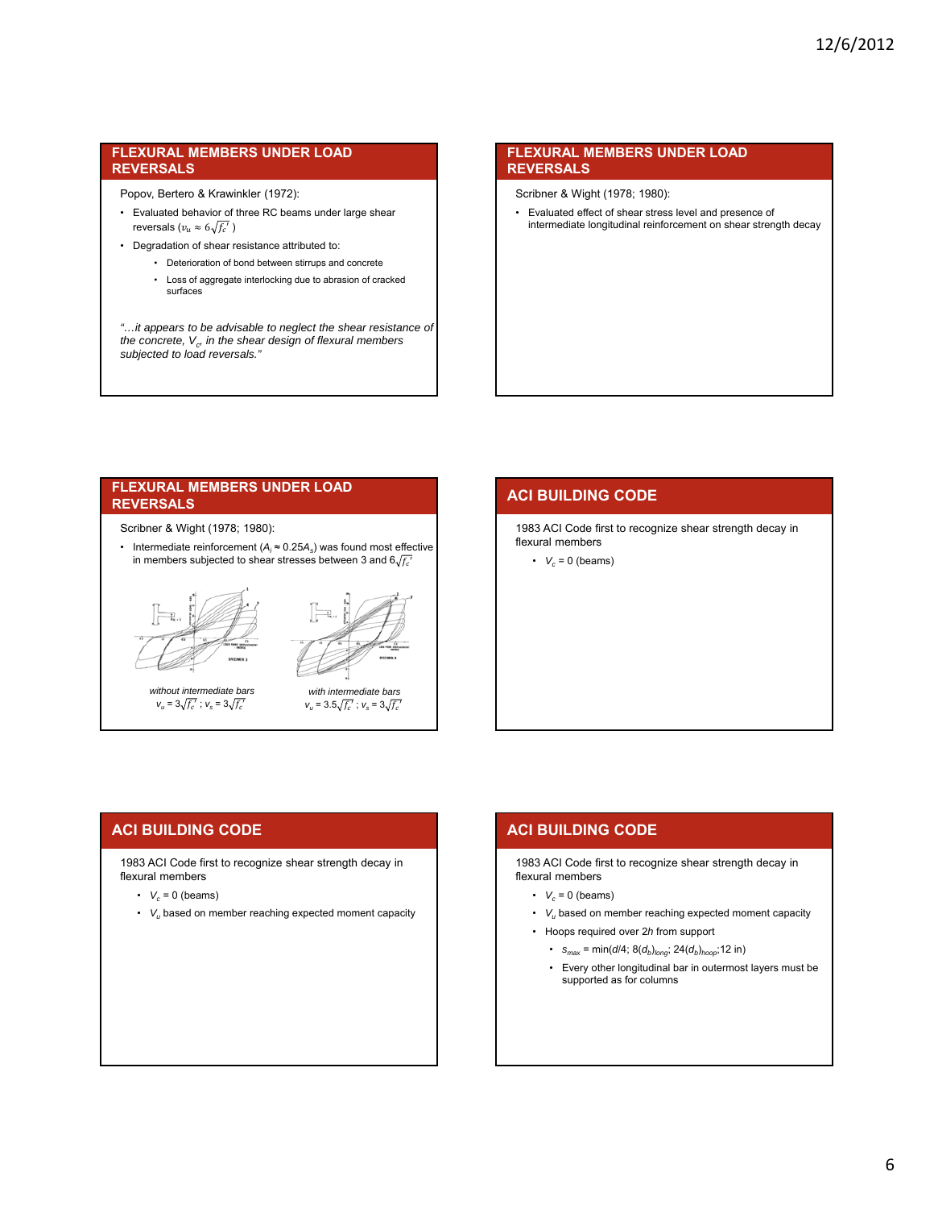## FLEXURAL MEMBERS UNDER LOAD REVERSALS

Popov, Bertero & Krawinkler (1972):

- Evaluated behavior of three RC beams under large shear reversals ($v_u \approx 6\sqrt{f_c'}$)
- Degradation of shear resistance attributed to:
  - Deterioration of bond between stirrups and concrete
  - Loss of aggregate interlocking due to abrasion of cracked surfaces

*"…it appears to be advisable to neglect the shear resistance of the concrete, $V_c$, in the shear design of flexural members subjected to load reversals."*

## FLEXURAL MEMBERS UNDER LOAD REVERSALS

Scribner & Wight (1978; 1980):

- Evaluated effect of shear stress level and presence of intermediate longitudinal reinforcement on shear strength decay

## FLEXURAL MEMBERS UNDER LOAD REVERSALS

Scribner & Wight (1978; 1980):

- Intermediate reinforcement ($A_l \approx 0.25A_s$) was found most effective in members subjected to shear stresses between 3 and $6\sqrt{f_c'}$

*without intermediate bars*
$v_u = 3\sqrt{f_c'}$ ; $v_s = 3\sqrt{f_c'}$

*with intermediate bars*
$v_u = 3.5\sqrt{f_c'}$ ; $v_s = 3\sqrt{f_c'}$

## ACI BUILDING CODE

1983 ACI Code first to recognize shear strength decay in flexural members

- $V_c = 0$ (beams)

## ACI BUILDING CODE

1983 ACI Code first to recognize shear strength decay in flexural members

- $V_c = 0$ (beams)
- $V_u$ based on member reaching expected moment capacity

## ACI BUILDING CODE

1983 ACI Code first to recognize shear strength decay in flexural members

- $V_c = 0$ (beams)
- $V_u$ based on member reaching expected moment capacity
- Hoops required over $2h$ from support
  - $s_{max} = \min(d/4;\ 8(d_b)_{long};\ 24(d_b)_{hoop};12\text{ in})$
  - Every other longitudinal bar in outermost layers must be supported as for columns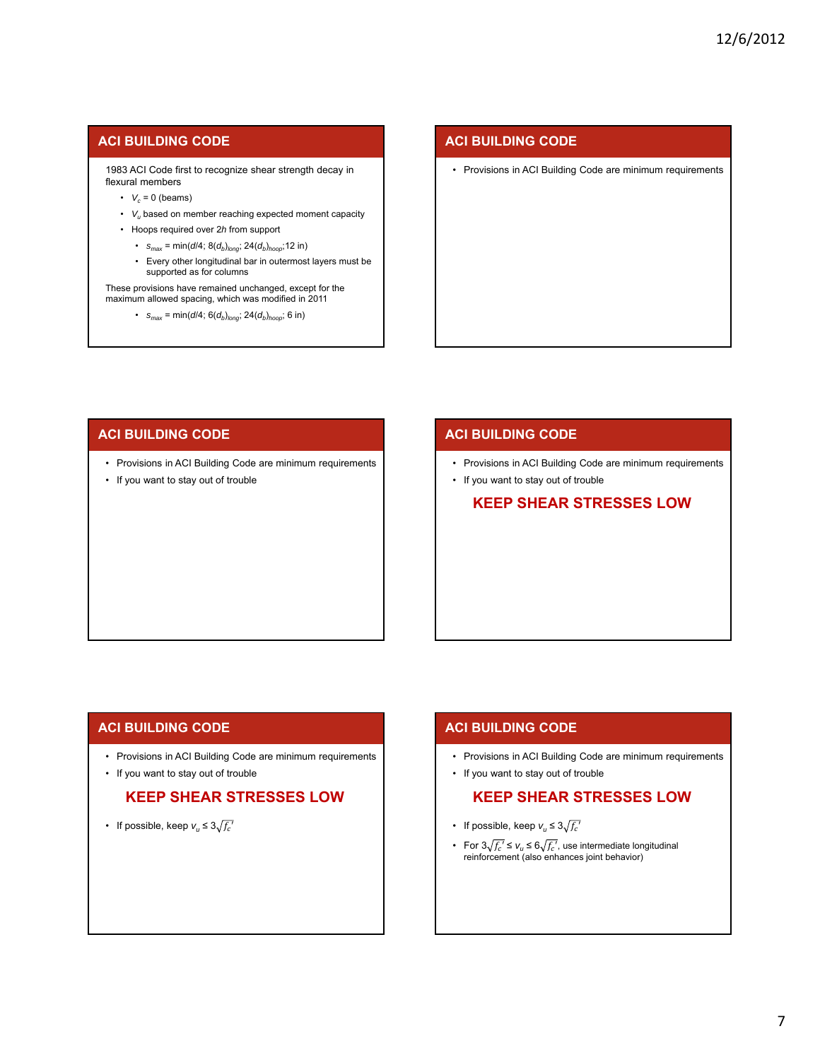## ACI BUILDING CODE

1983 ACI Code first to recognize shear strength decay in flexural members

- $V_c = 0$ (beams)
- $V_u$ based on member reaching expected moment capacity
- Hoops required over 2*h* from support
    - $s_{max} = \min(d/4;\ 8(d_b)_{long};\ 24(d_b)_{hoop};12 \text{ in})$
    - Every other longitudinal bar in outermost layers must be supported as for columns

These provisions have remained unchanged, except for the maximum allowed spacing, which was modified in 2011

- $s_{max} = \min(d/4;\ 6(d_b)_{long};\ 24(d_b)_{hoop};\ 6 \text{ in})$

## ACI BUILDING CODE

- Provisions in ACI Building Code are minimum requirements

## ACI BUILDING CODE

- Provisions in ACI Building Code are minimum requirements
- If you want to stay out of trouble

## ACI BUILDING CODE

- Provisions in ACI Building Code are minimum requirements
- If you want to stay out of trouble

**KEEP SHEAR STRESSES LOW**

## ACI BUILDING CODE

- Provisions in ACI Building Code are minimum requirements
- If you want to stay out of trouble

**KEEP SHEAR STRESSES LOW**

- If possible, keep $v_u \leq 3\sqrt{f_c'}$

## ACI BUILDING CODE

- Provisions in ACI Building Code are minimum requirements
- If you want to stay out of trouble

**KEEP SHEAR STRESSES LOW**

- If possible, keep $v_u \leq 3\sqrt{f_c'}$
- For $3\sqrt{f_c'} \leq v_u \leq 6\sqrt{f_c'}$, use intermediate longitudinal reinforcement (also enhances joint behavior)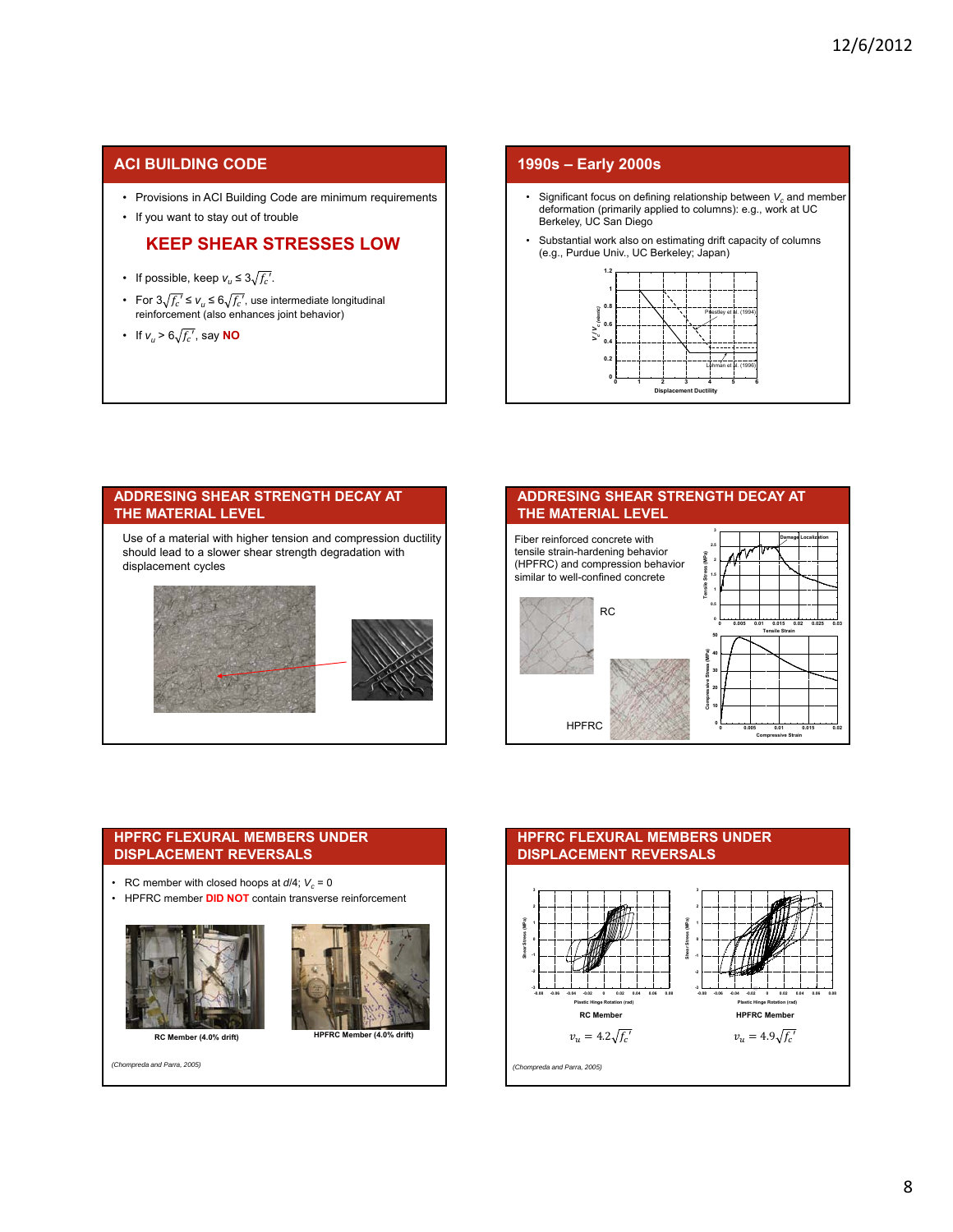## ACI BUILDING CODE

- Provisions in ACI Building Code are minimum requirements
- If you want to stay out of trouble

### KEEP SHEAR STRESSES LOW

- If possible, keep $v_u \leq 3\sqrt{f_c'}$.
- For $3\sqrt{f_c'} \leq v_u \leq 6\sqrt{f_c'}$, use intermediate longitudinal reinforcement (also enhances joint behavior)
- If $v_u > 6\sqrt{f_c'}$, say **NO**

## 1990s – Early 2000s

- Significant focus on defining relationship between $V_c$ and member deformation (primarily applied to columns): e.g., work at UC Berkeley, UC San Diego
- Substantial work also on estimating drift capacity of columns (e.g., Purdue Univ., UC Berkeley; Japan)

Priestley et al. (1994)

Lehman et al. (1998)

Displacement Ductility

## ADDRESING SHEAR STRENGTH DECAY AT THE MATERIAL LEVEL

Use of a material with higher tension and compression ductility should lead to a slower shear strength degradation with displacement cycles

## ADDRESING SHEAR STRENGTH DECAY AT THE MATERIAL LEVEL

Fiber reinforced concrete with tensile strain-hardening behavior (HPFRC) and compression behavior similar to well-confined concrete

RC

HPFRC

Damage Localization

Tensile Strain

Compressive Strain

## HPFRC FLEXURAL MEMBERS UNDER DISPLACEMENT REVERSALS

- RC member with closed hoops at $d/4$; $V_c = 0$
- HPFRC member **DID NOT** contain transverse reinforcement

RC Member (4.0% drift)

HPFRC Member (4.0% drift)

*(Chompreda and Parra, 2005)*

## HPFRC FLEXURAL MEMBERS UNDER DISPLACEMENT REVERSALS

RC Member

$v_u = 4.2\sqrt{f_c'}$

HPFRC Member

$v_u = 4.9\sqrt{f_c'}$

*(Chompreda and Parra, 2005)*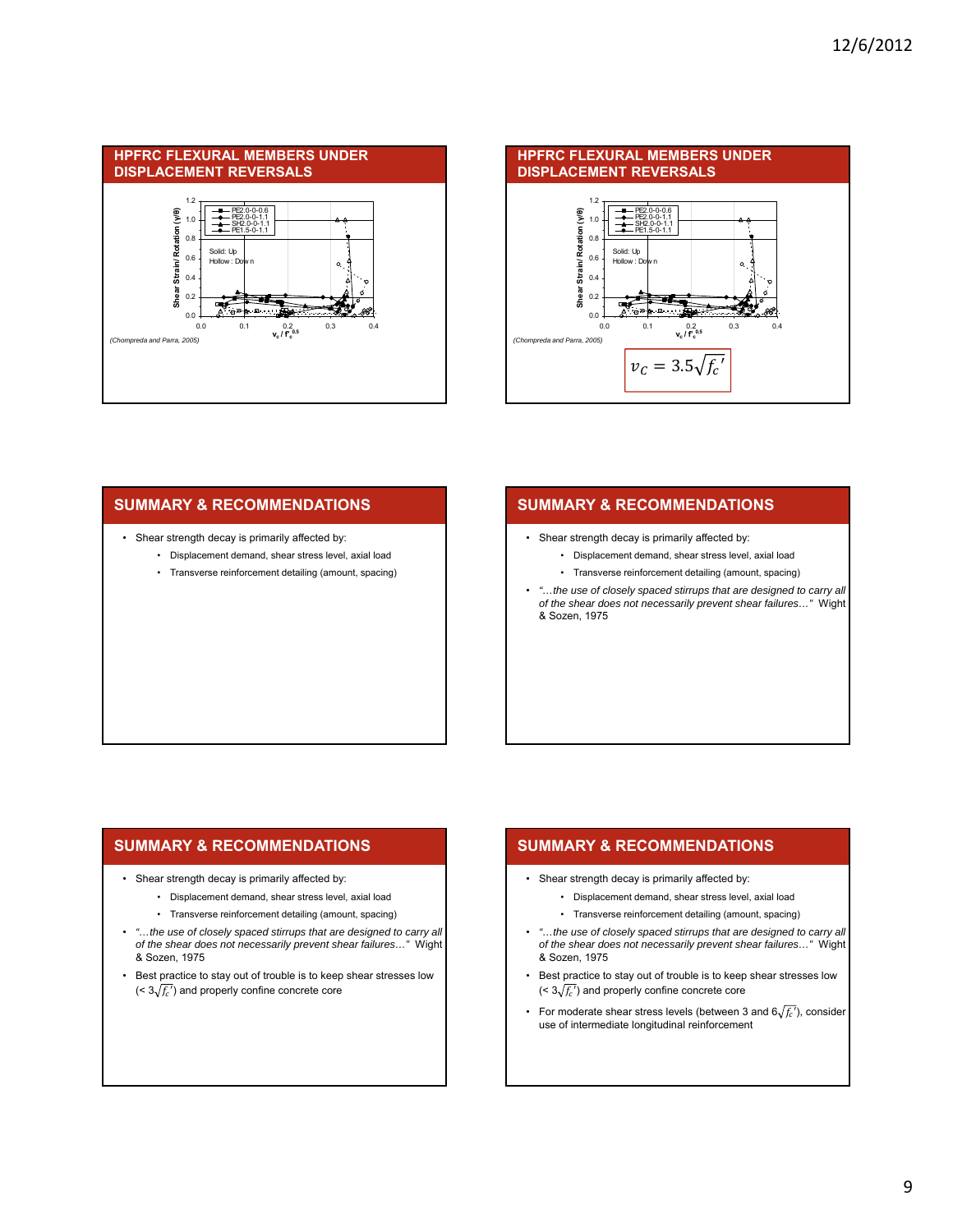## HPFRC FLEXURAL MEMBERS UNDER DISPLACEMENT REVERSALS

Shear Strain/ Rotation (γ/θ)

PE2.0-0-0.6
PE2.0-0-1.1
SH2.0-0-1.1
PE1.5-0-1.1

Solid: Up
Hollow : Down

$v_c / f_c^{0.5}$

(Chompreda and Parra, 2005)

## HPFRC FLEXURAL MEMBERS UNDER DISPLACEMENT REVERSALS

Shear Strain/ Rotation (γ/θ)

PE2.0-0-0.6
PE2.0-0-1.1
SH2.0-0-1.1
PE1.5-0-1.1

Solid: Up
Hollow : Down

$v_c / f_c^{0.5}$

(Chompreda and Parra, 2005)

$$v_c = 3.5\sqrt{f_c'}$$

## SUMMARY & RECOMMENDATIONS

- Shear strength decay is primarily affected by:
  - Displacement demand, shear stress level, axial load
  - Transverse reinforcement detailing (amount, spacing)

## SUMMARY & RECOMMENDATIONS

- Shear strength decay is primarily affected by:
  - Displacement demand, shear stress level, axial load
  - Transverse reinforcement detailing (amount, spacing)
- *"…the use of closely spaced stirrups that are designed to carry all of the shear does not necessarily prevent shear failures…"* Wight & Sozen, 1975

## SUMMARY & RECOMMENDATIONS

- Shear strength decay is primarily affected by:
  - Displacement demand, shear stress level, axial load
  - Transverse reinforcement detailing (amount, spacing)
- *"…the use of closely spaced stirrups that are designed to carry all of the shear does not necessarily prevent shear failures…"* Wight & Sozen, 1975
- Best practice to stay out of trouble is to keep shear stresses low (< $3\sqrt{f_c'}$) and properly confine concrete core

## SUMMARY & RECOMMENDATIONS

- Shear strength decay is primarily affected by:
  - Displacement demand, shear stress level, axial load
  - Transverse reinforcement detailing (amount, spacing)
- *"…the use of closely spaced stirrups that are designed to carry all of the shear does not necessarily prevent shear failures…"* Wight & Sozen, 1975
- Best practice to stay out of trouble is to keep shear stresses low (< $3\sqrt{f_c'}$) and properly confine concrete core
- For moderate shear stress levels (between 3 and $6\sqrt{f_c'}$), consider use of intermediate longitudinal reinforcement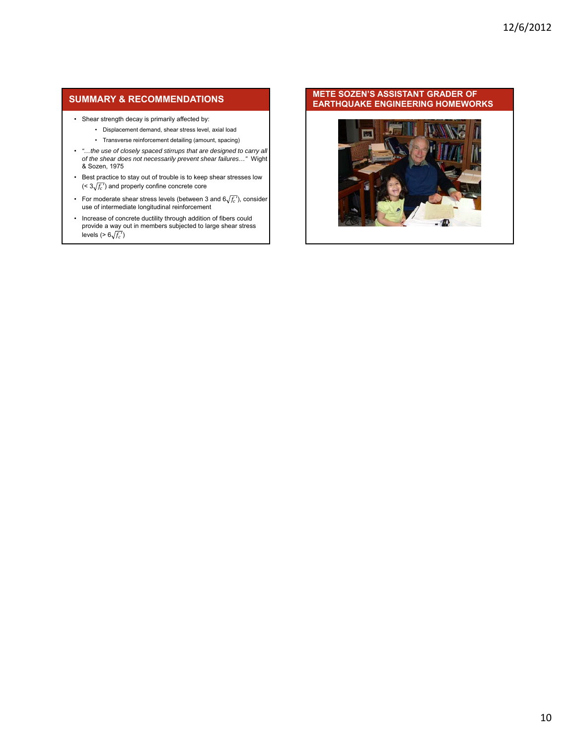## SUMMARY & RECOMMENDATIONS

- Shear strength decay is primarily affected by:
  - Displacement demand, shear stress level, axial load
  - Transverse reinforcement detailing (amount, spacing)
- *"…the use of closely spaced stirrups that are designed to carry all of the shear does not necessarily prevent shear failures…"* Wight & Sozen, 1975
- Best practice to stay out of trouble is to keep shear stresses low (< $3\sqrt{f_c'}$) and properly confine concrete core
- For moderate shear stress levels (between 3 and $6\sqrt{f_c'}$), consider use of intermediate longitudinal reinforcement
- Increase of concrete ductility through addition of fibers could provide a way out in members subjected to large shear stress levels (> $6\sqrt{f_c'}$)

## METE SOZEN'S ASSISTANT GRADER OF EARTHQUAKE ENGINEERING HOMEWORKS